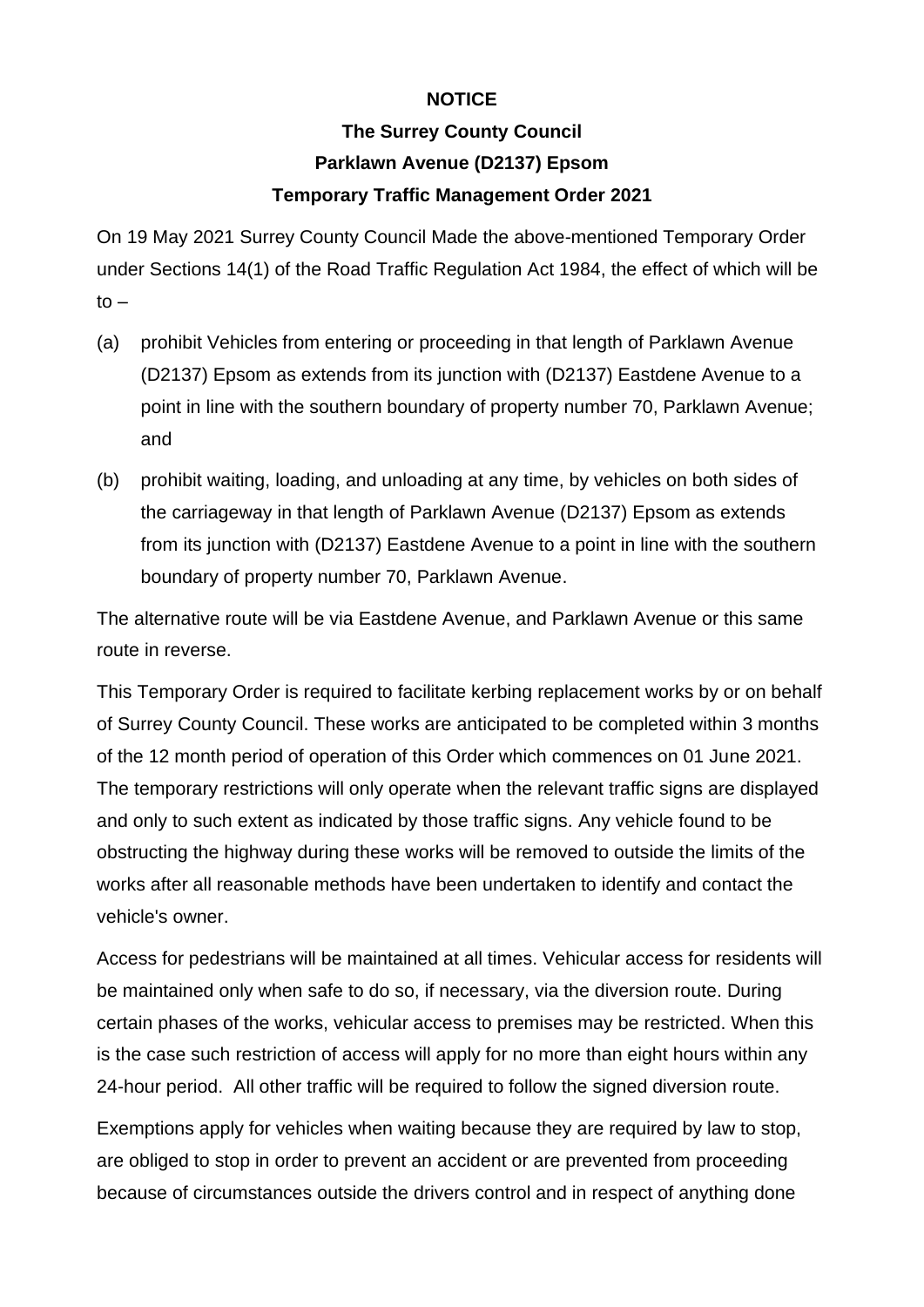**NOTICE**

**The Surrey County Council**

**Parklawn Avenue (D2137) Epsom**

**Temporary Traffic Management Order 2021**

On 19 May 2021 Surrey County Council Made the above-mentioned Temporary Order under Sections 14(1) of the Road Traffic Regulation Act 1984, the effect of which will be to –

(a) prohibit Vehicles from entering or proceeding in that length of Parklawn Avenue (D2137) Epsom as extends from its junction with (D2137) Eastdene Avenue to a point in line with the southern boundary of property number 70, Parklawn Avenue; and

(b) prohibit waiting, loading, and unloading at any time, by vehicles on both sides of the carriageway in that length of Parklawn Avenue (D2137) Epsom as extends from its junction with (D2137) Eastdene Avenue to a point in line with the southern boundary of property number 70, Parklawn Avenue.

The alternative route will be via Eastdene Avenue, and Parklawn Avenue or this same route in reverse.

This Temporary Order is required to facilitate kerbing replacement works by or on behalf of Surrey County Council. These works are anticipated to be completed within 3 months of the 12 month period of operation of this Order which commences on 01 June 2021. The temporary restrictions will only operate when the relevant traffic signs are displayed and only to such extent as indicated by those traffic signs. Any vehicle found to be obstructing the highway during these works will be removed to outside the limits of the works after all reasonable methods have been undertaken to identify and contact the vehicle's owner.

Access for pedestrians will be maintained at all times. Vehicular access for residents will be maintained only when safe to do so, if necessary, via the diversion route. During certain phases of the works, vehicular access to premises may be restricted. When this is the case such restriction of access will apply for no more than eight hours within any 24-hour period. All other traffic will be required to follow the signed diversion route.

Exemptions apply for vehicles when waiting because they are required by law to stop, are obliged to stop in order to prevent an accident or are prevented from proceeding because of circumstances outside the drivers control and in respect of anything done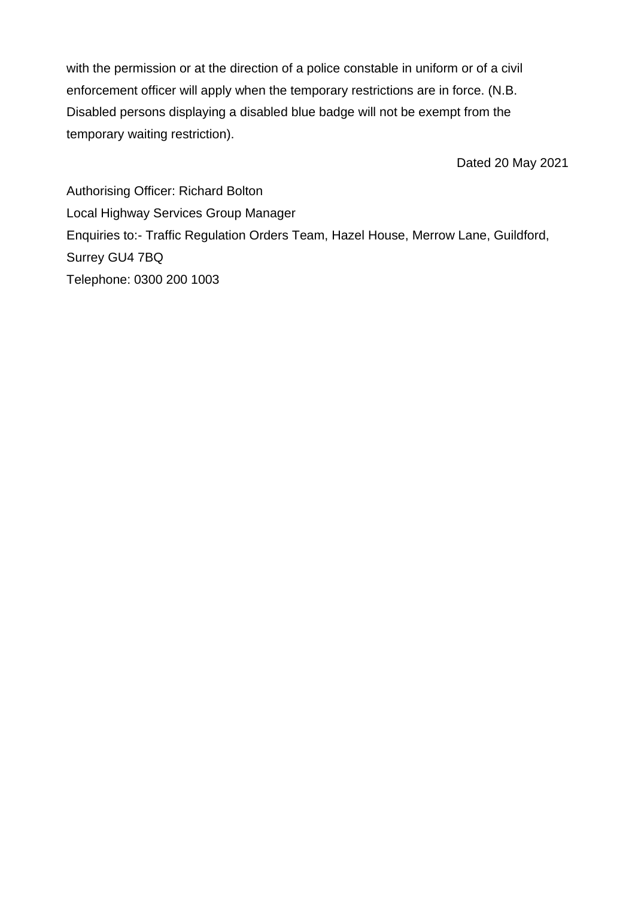with the permission or at the direction of a police constable in uniform or of a civil enforcement officer will apply when the temporary restrictions are in force. (N.B. Disabled persons displaying a disabled blue badge will not be exempt from the temporary waiting restriction).

Dated 20 May 2021

Authorising Officer: Richard Bolton
Local Highway Services Group Manager
Enquiries to:- Traffic Regulation Orders Team, Hazel House, Merrow Lane, Guildford, Surrey GU4 7BQ
Telephone: 0300 200 1003